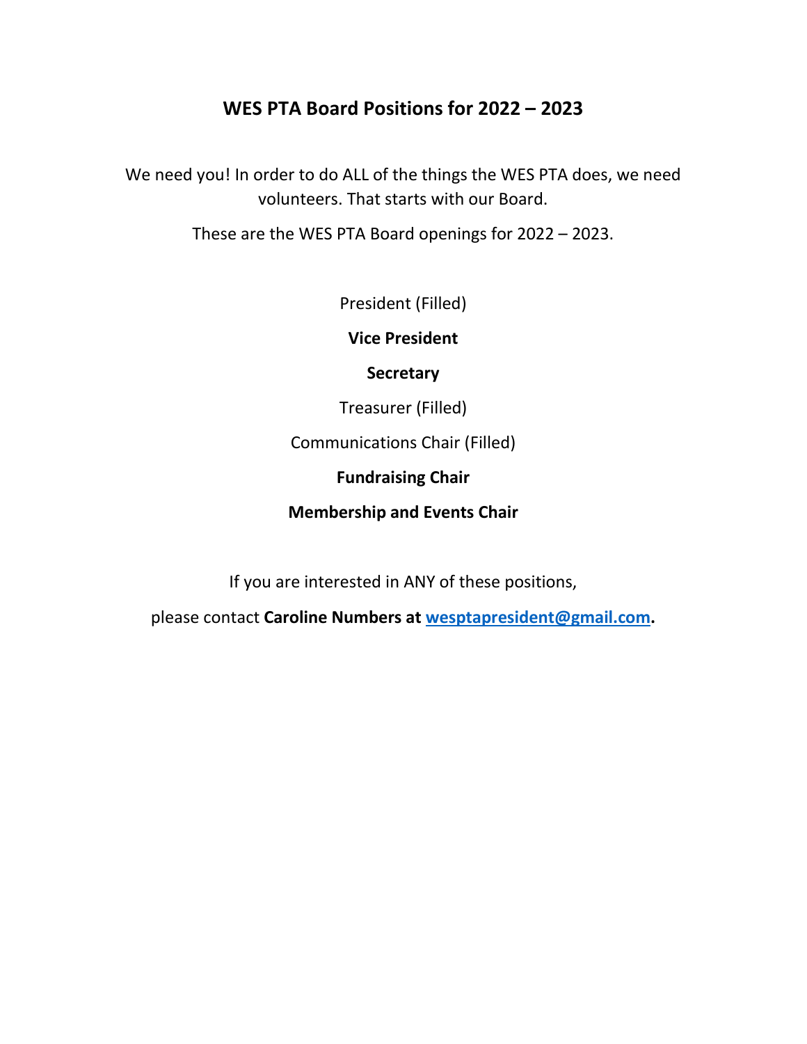# WES PTA Board Positions for 2022 – 2023

We need you! In order to do ALL of the things the WES PTA does, we need volunteers. That starts with our Board.

These are the WES PTA Board openings for 2022 – 2023.

President (Filled)

**Vice President**

**Secretary**

Treasurer (Filled)

Communications Chair (Filled)

**Fundraising Chair**

**Membership and Events Chair**

If you are interested in ANY of these positions,

please contact **Caroline Numbers at [wesptapresident@gmail.com](mailto:wesptapresident@gmail.com).**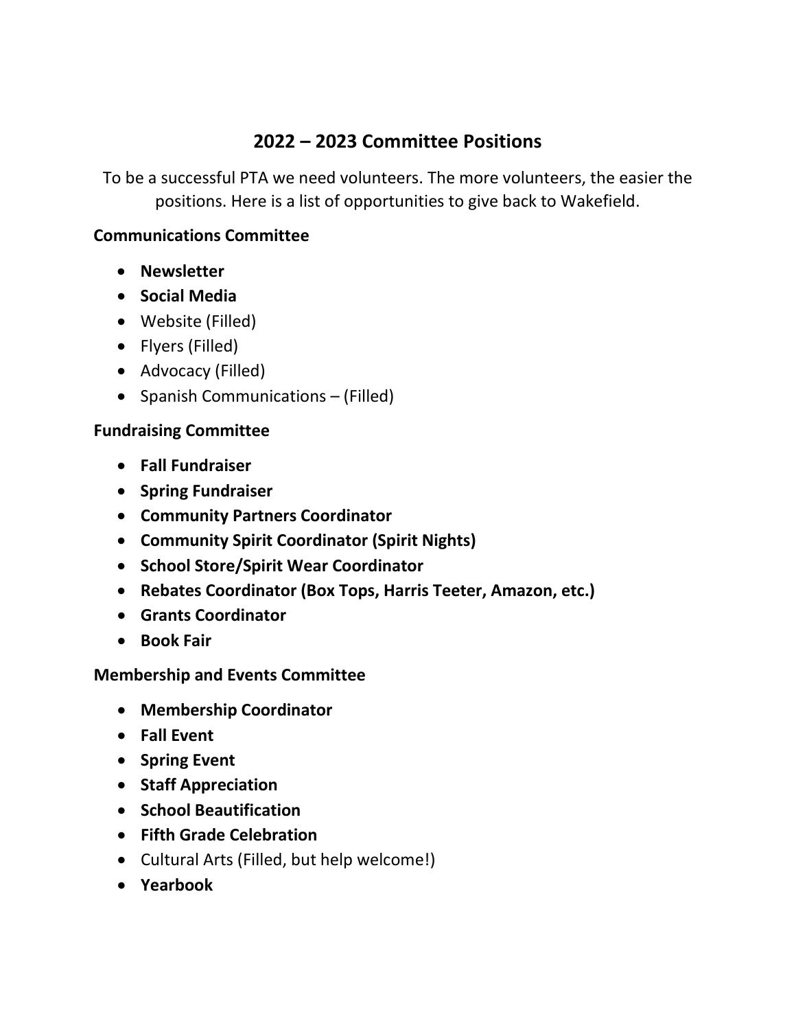## 2022 – 2023 Committee Positions

To be a successful PTA we need volunteers. The more volunteers, the easier the positions. Here is a list of opportunities to give back to Wakefield.

**Communications Committee**

- **Newsletter**
- **Social Media**
- Website (Filled)
- Flyers (Filled)
- Advocacy (Filled)
- Spanish Communications – (Filled)

**Fundraising Committee**

- **Fall Fundraiser**
- **Spring Fundraiser**
- **Community Partners Coordinator**
- **Community Spirit Coordinator (Spirit Nights)**
- **School Store/Spirit Wear Coordinator**
- **Rebates Coordinator (Box Tops, Harris Teeter, Amazon, etc.)**
- **Grants Coordinator**
- **Book Fair**

**Membership and Events Committee**

- **Membership Coordinator**
- **Fall Event**
- **Spring Event**
- **Staff Appreciation**
- **School Beautification**
- **Fifth Grade Celebration**
- Cultural Arts (Filled, but help welcome!)
- **Yearbook**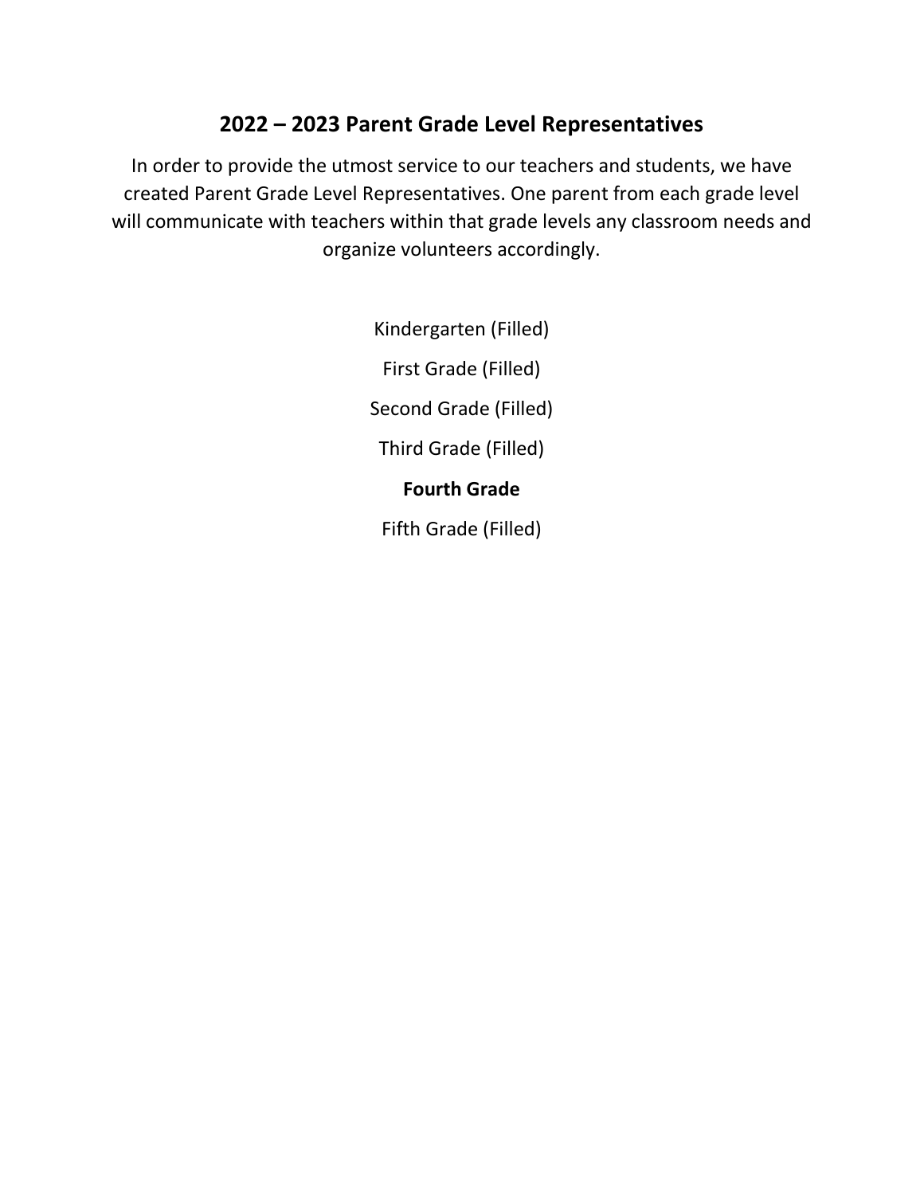## 2022 – 2023 Parent Grade Level Representatives

In order to provide the utmost service to our teachers and students, we have created Parent Grade Level Representatives. One parent from each grade level will communicate with teachers within that grade levels any classroom needs and organize volunteers accordingly.

Kindergarten (Filled)

First Grade (Filled)

Second Grade (Filled)

Third Grade (Filled)

**Fourth Grade**

Fifth Grade (Filled)